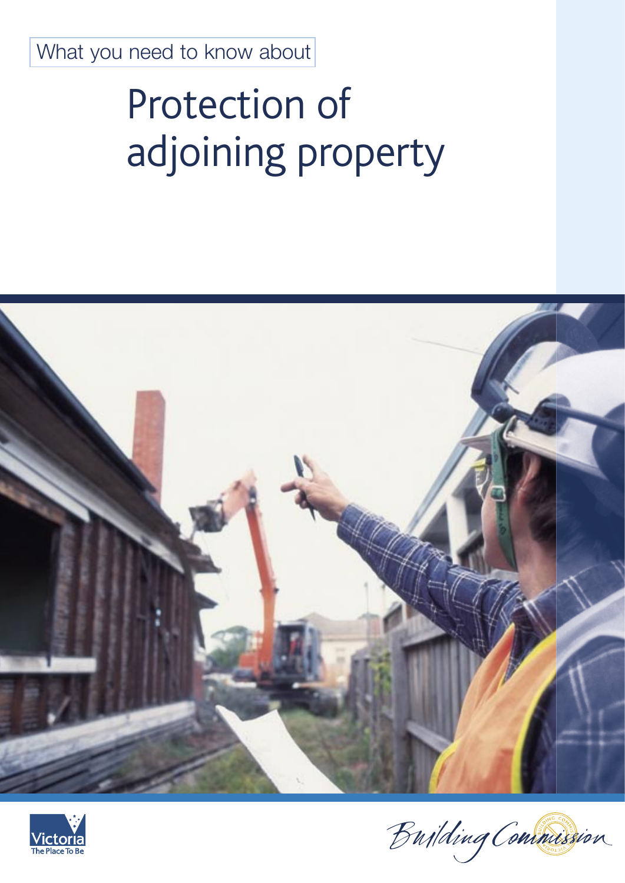What you need to know about

# Protection of adjoining property

Victoria
The Place To Be

Building Commission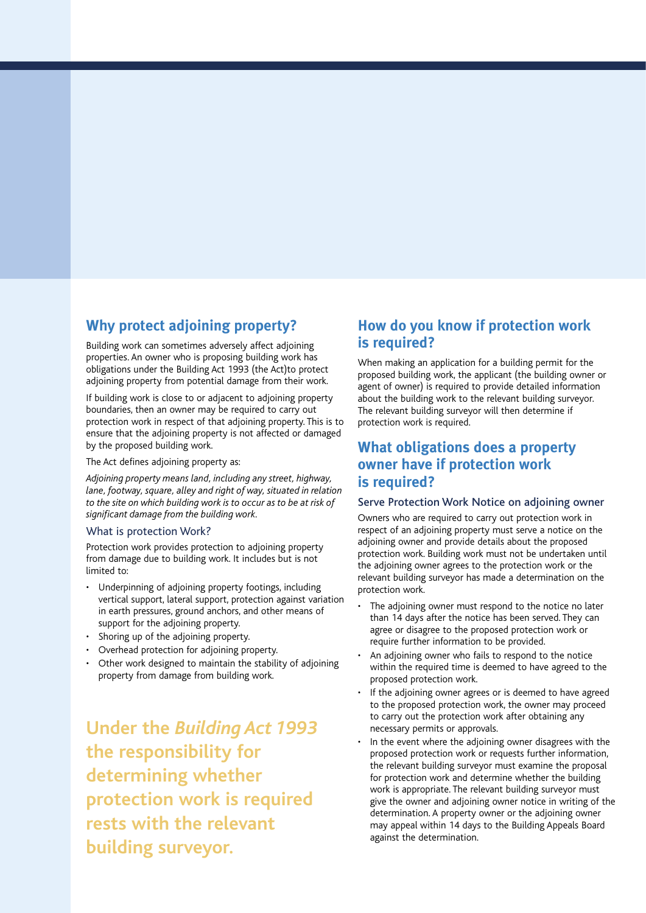## Why protect adjoining property?

Building work can sometimes adversely affect adjoining properties. An owner who is proposing building work has obligations under the Building Act 1993 (the Act)to protect adjoining property from potential damage from their work.

If building work is close to or adjacent to adjoining property boundaries, then an owner may be required to carry out protection work in respect of that adjoining property. This is to ensure that the adjoining property is not affected or damaged by the proposed building work.

The Act defines adjoining property as:

*Adjoining property means land, including any street, highway, lane, footway, square, alley and right of way, situated in relation to the site on which building work is to occur as to be at risk of significant damage from the building work.*

### What is protection Work?

Protection work provides protection to adjoining property from damage due to building work. It includes but is not limited to:

- Underpinning of adjoining property footings, including vertical support, lateral support, protection against variation in earth pressures, ground anchors, and other means of support for the adjoining property.
- Shoring up of the adjoining property.
- Overhead protection for adjoining property.
- Other work designed to maintain the stability of adjoining property from damage from building work.

**Under the *Building Act 1993* the responsibility for determining whether protection work is required rests with the relevant building surveyor.**

## How do you know if protection work is required?

When making an application for a building permit for the proposed building work, the applicant (the building owner or agent of owner) is required to provide detailed information about the building work to the relevant building surveyor. The relevant building surveyor will then determine if protection work is required.

## What obligations does a property owner have if protection work is required?

### Serve Protection Work Notice on adjoining owner

Owners who are required to carry out protection work in respect of an adjoining property must serve a notice on the adjoining owner and provide details about the proposed protection work. Building work must not be undertaken until the adjoining owner agrees to the protection work or the relevant building surveyor has made a determination on the protection work.

- The adjoining owner must respond to the notice no later than 14 days after the notice has been served. They can agree or disagree to the proposed protection work or require further information to be provided.
- An adjoining owner who fails to respond to the notice within the required time is deemed to have agreed to the proposed protection work.
- If the adjoining owner agrees or is deemed to have agreed to the proposed protection work, the owner may proceed to carry out the protection work after obtaining any necessary permits or approvals.
- In the event where the adjoining owner disagrees with the proposed protection work or requests further information, the relevant building surveyor must examine the proposal for protection work and determine whether the building work is appropriate. The relevant building surveyor must give the owner and adjoining owner notice in writing of the determination. A property owner or the adjoining owner may appeal within 14 days to the Building Appeals Board against the determination.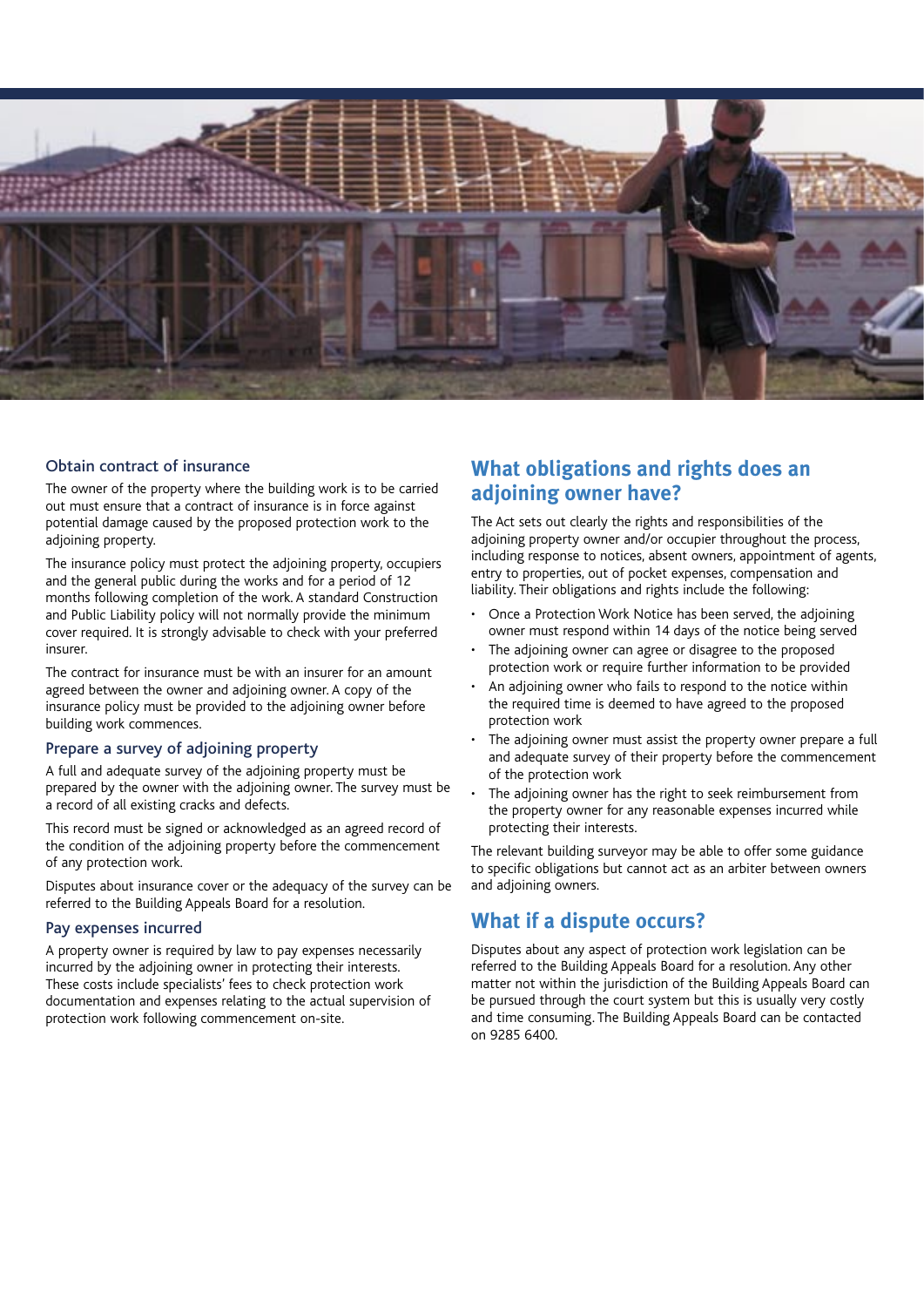### Obtain contract of insurance

The owner of the property where the building work is to be carried out must ensure that a contract of insurance is in force against potential damage caused by the proposed protection work to the adjoining property.

The insurance policy must protect the adjoining property, occupiers and the general public during the works and for a period of 12 months following completion of the work. A standard Construction and Public Liability policy will not normally provide the minimum cover required. It is strongly advisable to check with your preferred insurer.

The contract for insurance must be with an insurer for an amount agreed between the owner and adjoining owner. A copy of the insurance policy must be provided to the adjoining owner before building work commences.

### Prepare a survey of adjoining property

A full and adequate survey of the adjoining property must be prepared by the owner with the adjoining owner. The survey must be a record of all existing cracks and defects.

This record must be signed or acknowledged as an agreed record of the condition of the adjoining property before the commencement of any protection work.

Disputes about insurance cover or the adequacy of the survey can be referred to the Building Appeals Board for a resolution.

### Pay expenses incurred

A property owner is required by law to pay expenses necessarily incurred by the adjoining owner in protecting their interests. These costs include specialists' fees to check protection work documentation and expenses relating to the actual supervision of protection work following commencement on-site.

## What obligations and rights does an adjoining owner have?

The Act sets out clearly the rights and responsibilities of the adjoining property owner and/or occupier throughout the process, including response to notices, absent owners, appointment of agents, entry to properties, out of pocket expenses, compensation and liability. Their obligations and rights include the following:

- Once a Protection Work Notice has been served, the adjoining owner must respond within 14 days of the notice being served
- The adjoining owner can agree or disagree to the proposed protection work or require further information to be provided
- An adjoining owner who fails to respond to the notice within the required time is deemed to have agreed to the proposed protection work
- The adjoining owner must assist the property owner prepare a full and adequate survey of their property before the commencement of the protection work
- The adjoining owner has the right to seek reimbursement from the property owner for any reasonable expenses incurred while protecting their interests.

The relevant building surveyor may be able to offer some guidance to specific obligations but cannot act as an arbiter between owners and adjoining owners.

## What if a dispute occurs?

Disputes about any aspect of protection work legislation can be referred to the Building Appeals Board for a resolution. Any other matter not within the jurisdiction of the Building Appeals Board can be pursued through the court system but this is usually very costly and time consuming. The Building Appeals Board can be contacted on 9285 6400.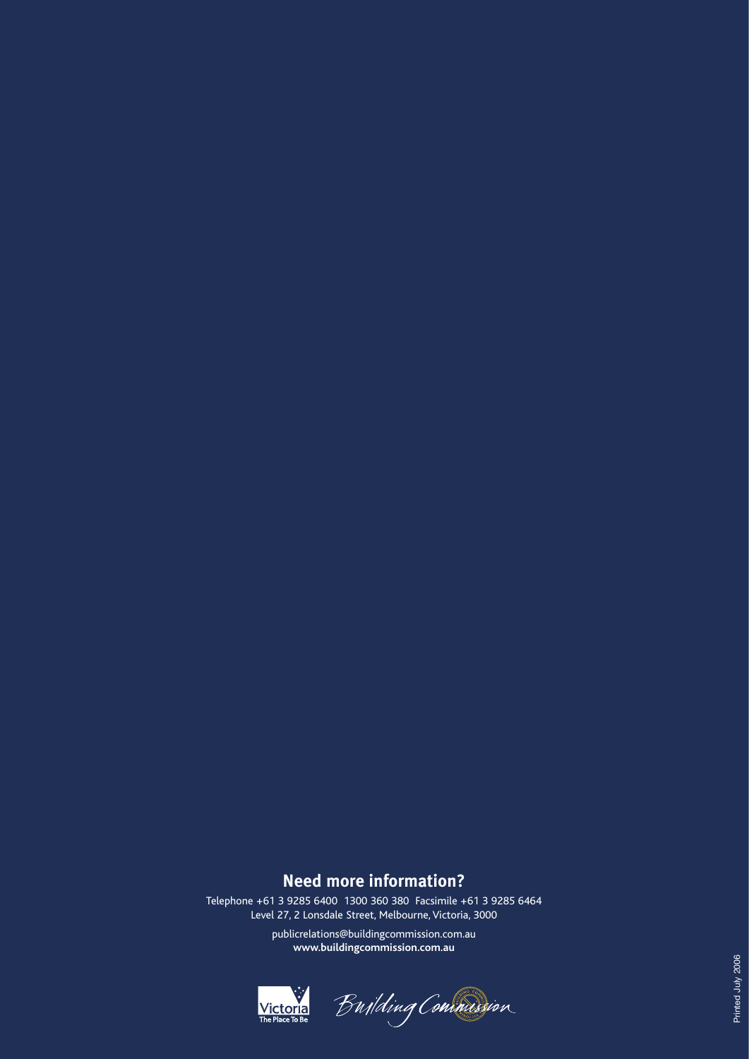## Need more information?

Telephone +61 3 9285 6400 1300 360 380 Facsimile +61 3 9285 6464
Level 27, 2 Lonsdale Street, Melbourne, Victoria, 3000

publicrelations@buildingcommission.com.au
**www.buildingcommission.com.au**

Victoria The Place To Be

Building Commission

Printed July 2006